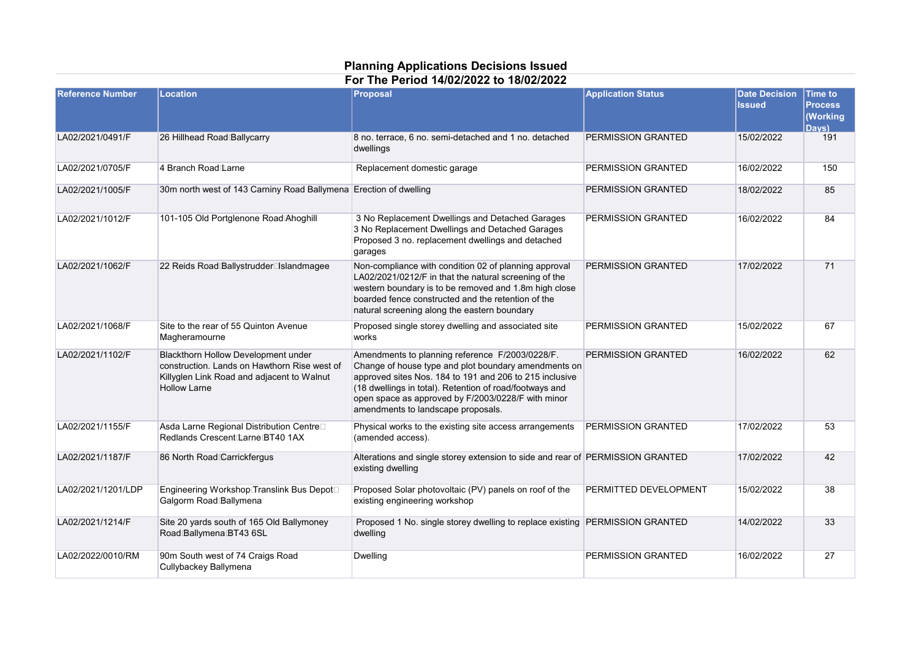# Planning Applications Decisions Issued

## For The Period 14/02/2022 to 18/02/2022

| Reference Number | Location | Proposal | Application Status | Date Decision Issued | Time to Process (Working Days) |
|---|---|---|---|---|---|
| LA02/2021/0491/F | 26 Hillhead Road Ballycarry | 8 no. terrace, 6 no. semi-detached and 1 no. detached dwellings | PERMISSION GRANTED | 15/02/2022 | 191 |
| LA02/2021/0705/F | 4 Branch Road Larne | Replacement domestic garage | PERMISSION GRANTED | 16/02/2022 | 150 |
| LA02/2021/1005/F | 30m north west of 143 Carniny Road Ballymena | Erection of dwelling | PERMISSION GRANTED | 18/02/2022 | 85 |
| LA02/2021/1012/F | 101-105 Old Portglenone Road Ahoghill | 3 No Replacement Dwellings and Detached Garages 3 No Replacement Dwellings and Detached Garages Proposed 3 no. replacement dwellings and detached garages | PERMISSION GRANTED | 16/02/2022 | 84 |
| LA02/2021/1062/F | 22 Reids Road Ballystrudder Islandmagee | Non-compliance with condition 02 of planning approval LA02/2021/0212/F in that the natural screening of the western boundary is to be removed and 1.8m high close boarded fence constructed and the retention of the natural screening along the eastern boundary | PERMISSION GRANTED | 17/02/2022 | 71 |
| LA02/2021/1068/F | Site to the rear of 55 Quinton Avenue Magheramourne | Proposed single storey dwelling and associated site works | PERMISSION GRANTED | 15/02/2022 | 67 |
| LA02/2021/1102/F | Blackthorn Hollow Development under construction. Lands on Hawthorn Rise west of Killyglen Link Road and adjacent to Walnut Hollow Larne | Amendments to planning reference F/2003/0228/F. Change of house type and plot boundary amendments on approved sites Nos. 184 to 191 and 206 to 215 inclusive (18 dwellings in total). Retention of road/footways and open space as approved by F/2003/0228/F with minor amendments to landscape proposals. | PERMISSION GRANTED | 16/02/2022 | 62 |
| LA02/2021/1155/F | Asda Larne Regional Distribution Centre Redlands Crescent Larne BT40 1AX | Physical works to the existing site access arrangements (amended access). | PERMISSION GRANTED | 17/02/2022 | 53 |
| LA02/2021/1187/F | 86 North Road Carrickfergus | Alterations and single storey extension to side and rear of existing dwelling | PERMISSION GRANTED | 17/02/2022 | 42 |
| LA02/2021/1201/LDP | Engineering Workshop Translink Bus Depot Galgorm Road Ballymena | Proposed Solar photovoltaic (PV) panels on roof of the existing engineering workshop | PERMITTED DEVELOPMENT | 15/02/2022 | 38 |
| LA02/2021/1214/F | Site 20 yards south of 165 Old Ballymoney Road Ballymena BT43 6SL | Proposed 1 No. single storey dwelling to replace existing dwelling | PERMISSION GRANTED | 14/02/2022 | 33 |
| LA02/2022/0010/RM | 90m South west of 74 Craigs Road Cullybackey Ballymena | Dwelling | PERMISSION GRANTED | 16/02/2022 | 27 |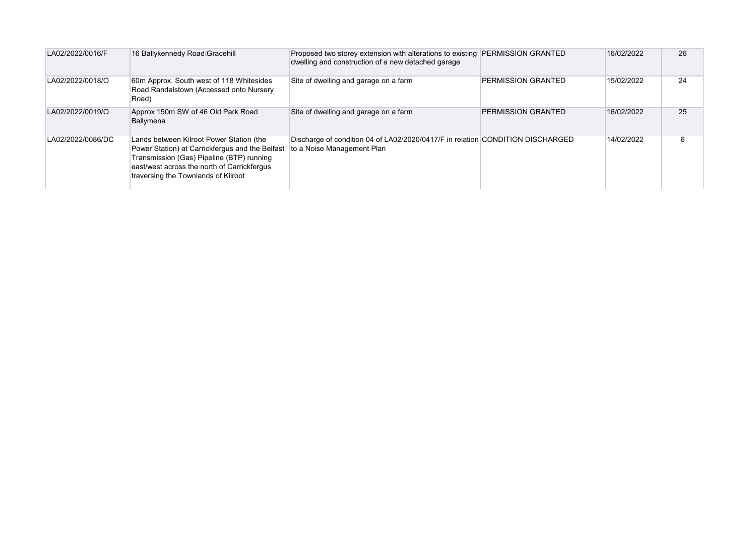| | | | | | |
|---|---|---|---|---|---|
| LA02/2022/0016/F | 16 Ballykennedy Road Gracehill | Proposed two storey extension with alterations to existing dwelling and construction of a new detached garage | PERMISSION GRANTED | 16/02/2022 | 26 |
| LA02/2022/0018/O | 60m Approx. South west of 118 Whitesides Road Randalstown (Accessed onto Nursery Road) | Site of dwelling and garage on a farm | PERMISSION GRANTED | 15/02/2022 | 24 |
| LA02/2022/0019/O | Approx 150m SW of 46 Old Park Road Ballymena | Site of dwelling and garage on a farm | PERMISSION GRANTED | 16/02/2022 | 25 |
| LA02/2022/0086/DC | Lands between Kilroot Power Station (the Power Station) at Carrickfergus and the Belfast Transmission (Gas) Pipeline (BTP) running east/west across the north of Carrickfergus traversing the Townlands of Kilroot | Discharge of condition 04 of LA02/2020/0417/F in relation to a Noise Management Plan | CONDITION DISCHARGED | 14/02/2022 | 6 |